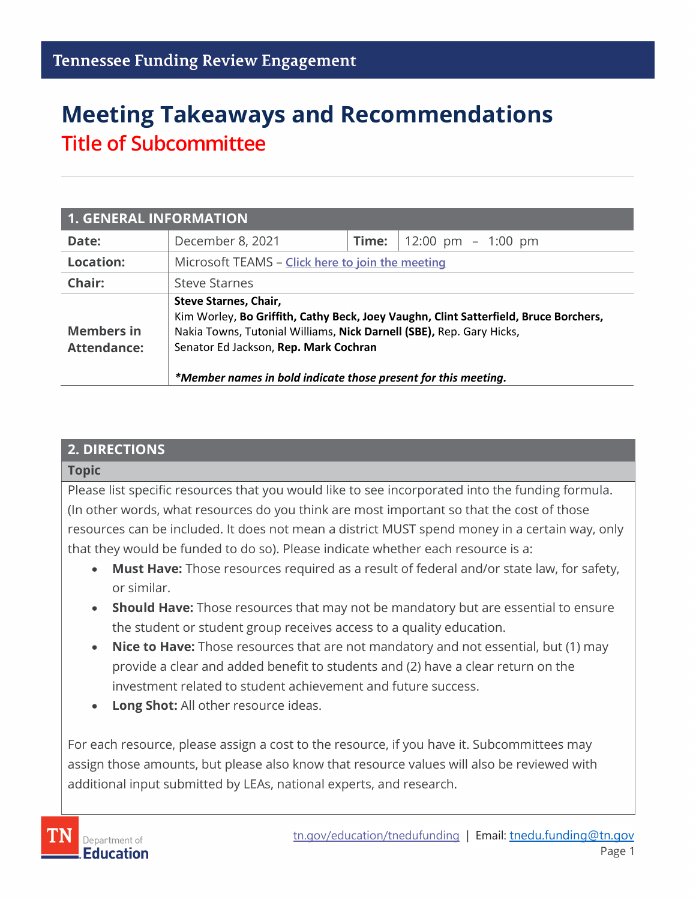Tennessee Funding Review Engagement

# Meeting Takeaways and Recommendations

## Title of Subcommittee

| 1. GENERAL INFORMATION | | | |
|---|---|---|---|
| **Date:** | December 8, 2021 | **Time:** | 12:00 pm – 1:00 pm |
| **Location:** | Microsoft TEAMS – [Click here to join the meeting]() | | |
| **Chair:** | Steve Starnes | | |
| **Members in Attendance:** | **Steve Starnes, Chair,** Kim Worley, **Bo Griffith, Cathy Beck, Joey Vaughn, Clint Satterfield, Bruce Borchers,** Nakia Towns, Tutonial Williams, **Nick Darnell (SBE),** Rep. Gary Hicks, Senator Ed Jackson, **Rep. Mark Cochran** <br><br> ***Member names in bold indicate those present for this meeting.*** | | |

## 2. DIRECTIONS

**Topic**

Please list specific resources that you would like to see incorporated into the funding formula. (In other words, what resources do you think are most important so that the cost of those resources can be included. It does not mean a district MUST spend money in a certain way, only that they would be funded to do so). Please indicate whether each resource is a:

- **Must Have:** Those resources required as a result of federal and/or state law, for safety, or similar.
- **Should Have:** Those resources that may not be mandatory but are essential to ensure the student or student group receives access to a quality education.
- **Nice to Have:** Those resources that are not mandatory and not essential, but (1) may provide a clear and added benefit to students and (2) have a clear return on the investment related to student achievement and future success.
- **Long Shot:** All other resource ideas.

For each resource, please assign a cost to the resource, if you have it. Subcommittees may assign those amounts, but please also know that resource values will also be reviewed with additional input submitted by LEAs, national experts, and research.

tn.gov/education/tnedufunding | Email: tnedu.funding@tn.gov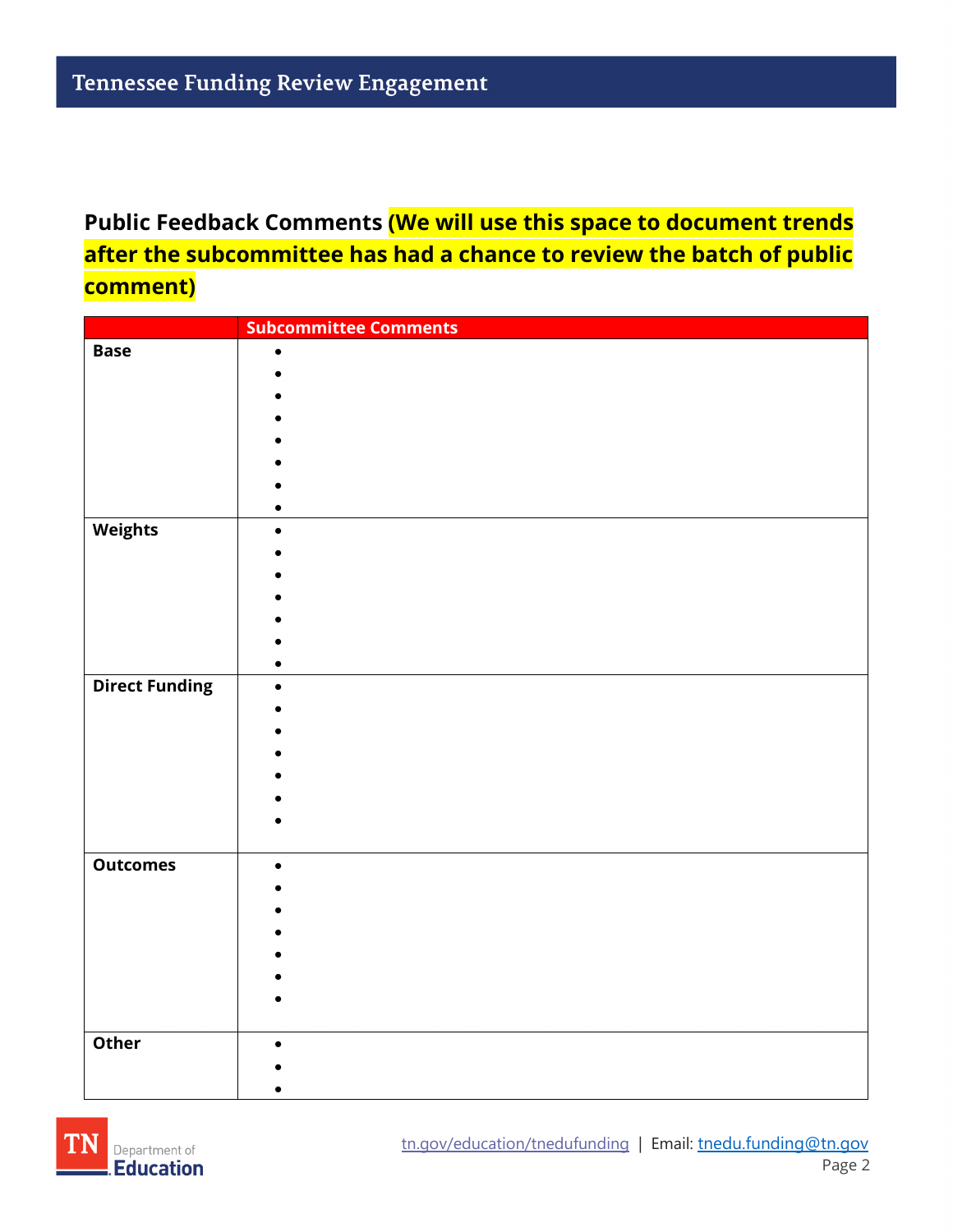**Public Feedback Comments (We will use this space to document trends after the subcommittee has had a chance to review the batch of public comment)**

| | Subcommittee Comments |
|---|---|
| **Base** | • <br>• <br>• <br>• <br>• <br>• <br>• <br>• |
| **Weights** | • <br>• <br>• <br>• <br>• <br>• <br>• |
| **Direct Funding** | • <br>• <br>• <br>• <br>• <br>• <br>• |
| **Outcomes** | • <br>• <br>• <br>• <br>• <br>• <br>• |
| **Other** | • <br>• <br>• |

tn.gov/education/tnedufunding | Email: tnedu.funding@tn.gov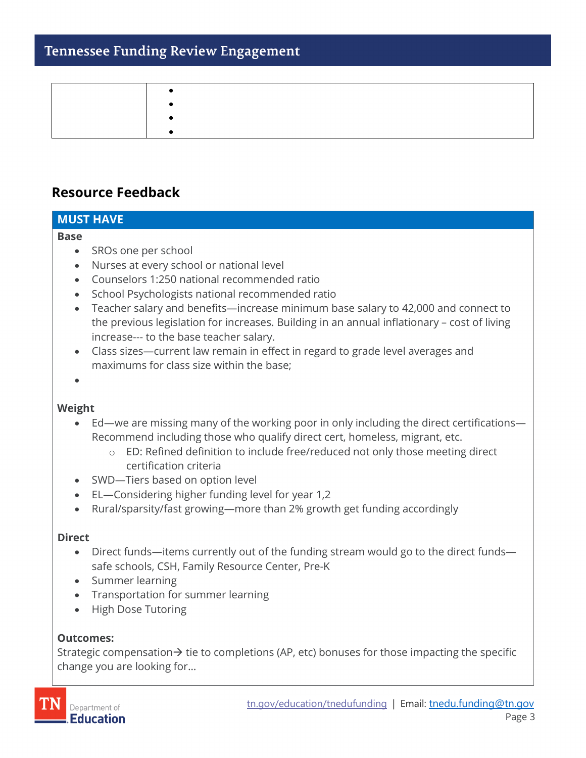| | |
|---|---|
| | • <br> • <br> • <br> • |

## Resource Feedback

### MUST HAVE

**Base**

- SROs one per school
- Nurses at every school or national level
- Counselors 1:250 national recommended ratio
- School Psychologists national recommended ratio
- Teacher salary and benefits—increase minimum base salary to 42,000 and connect to the previous legislation for increases. Building in an annual inflationary – cost of living increase--- to the base teacher salary.
- Class sizes—current law remain in effect in regard to grade level averages and maximums for class size within the base;
- 

**Weight**

- Ed—we are missing many of the working poor in only including the direct certifications—Recommend including those who qualify direct cert, homeless, migrant, etc.
  - ED: Refined definition to include free/reduced not only those meeting direct certification criteria
- SWD—Tiers based on option level
- EL—Considering higher funding level for year 1,2
- Rural/sparsity/fast growing—more than 2% growth get funding accordingly

**Direct**

- Direct funds—items currently out of the funding stream would go to the direct funds—safe schools, CSH, Family Resource Center, Pre-K
- Summer learning
- Transportation for summer learning
- High Dose Tutoring

**Outcomes:**

Strategic compensation→ tie to completions (AP, etc) bonuses for those impacting the specific change you are looking for…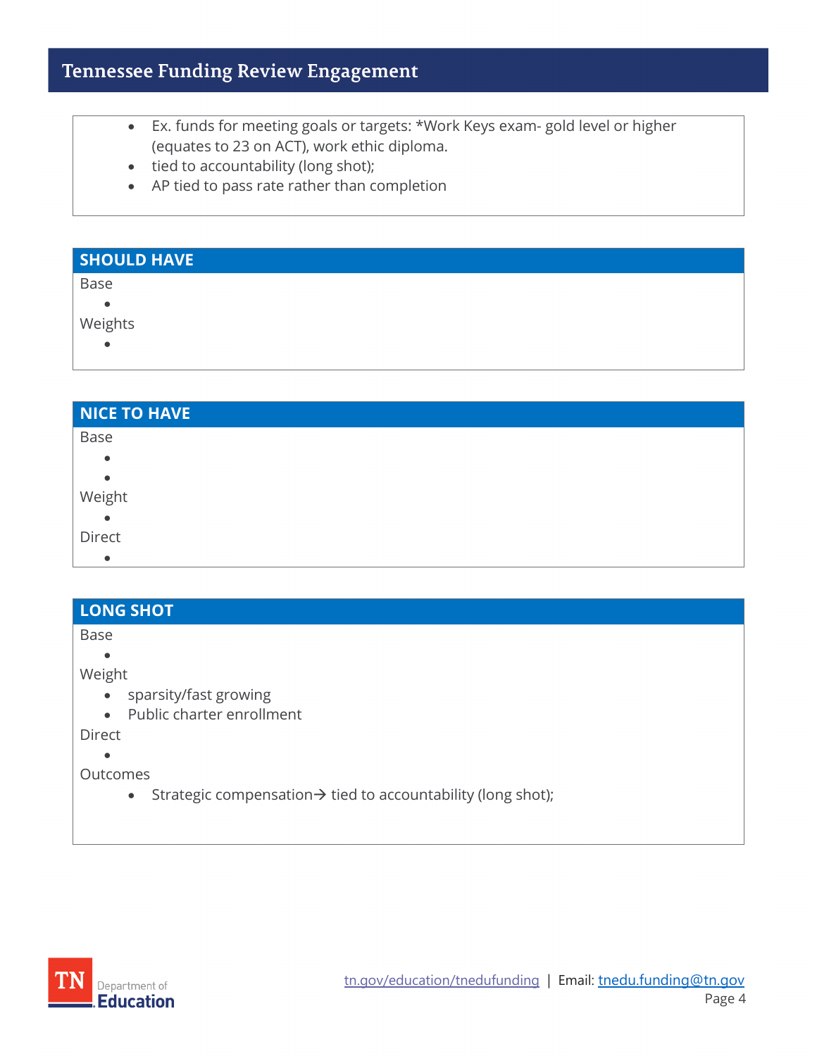- Ex. funds for meeting goals or targets: *Work Keys exam- gold level or higher (equates to 23 on ACT), work ethic diploma.
- tied to accountability (long shot);
- AP tied to pass rate rather than completion

## SHOULD HAVE

Base

- 

Weights

- 

## NICE TO HAVE

Base

- 
- 

Weight

- 

Direct

- 

## LONG SHOT

Base

- 

Weight

- sparsity/fast growing
- Public charter enrollment

Direct

- 

Outcomes

- Strategic compensation→ tied to accountability (long shot);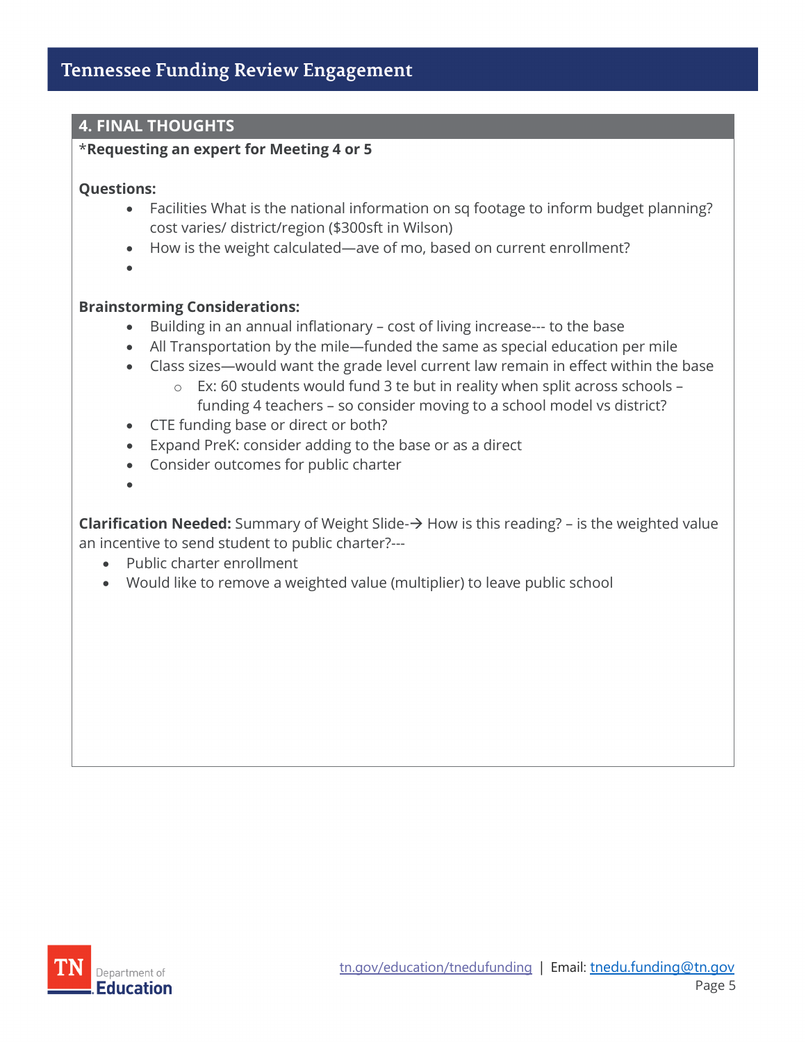## 4. FINAL THOUGHTS

***Requesting an expert for Meeting 4 or 5**

**Questions:**

- Facilities What is the national information on sq footage to inform budget planning? cost varies/ district/region ($300sft in Wilson)
- How is the weight calculated—ave of mo, based on current enrollment?
- 

**Brainstorming Considerations:**

- Building in an annual inflationary – cost of living increase--- to the base
- All Transportation by the mile—funded the same as special education per mile
- Class sizes—would want the grade level current law remain in effect within the base
  - Ex: 60 students would fund 3 te but in reality when split across schools – funding 4 teachers – so consider moving to a school model vs district?
- CTE funding base or direct or both?
- Expand PreK: consider adding to the base or as a direct
- Consider outcomes for public charter
- 

**Clarification Needed:** Summary of Weight Slide-→ How is this reading? – is the weighted value an incentive to send student to public charter?---

- Public charter enrollment
- Would like to remove a weighted value (multiplier) to leave public school